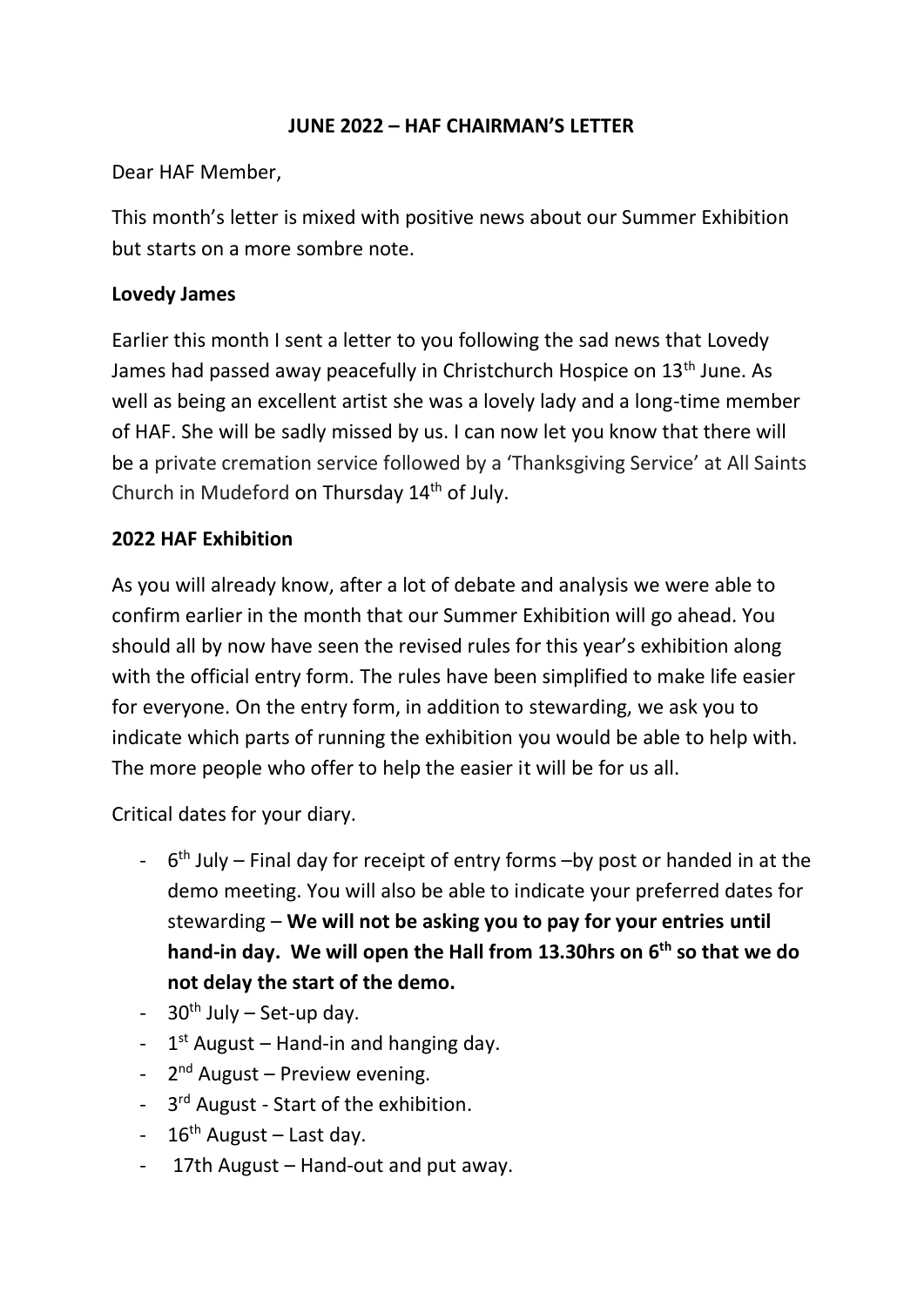# JUNE 2022 – HAF CHAIRMAN'S LETTER

Dear HAF Member,

This month's letter is mixed with positive news about our Summer Exhibition but starts on a more sombre note.

**Lovedy James**

Earlier this month I sent a letter to you following the sad news that Lovedy James had passed away peacefully in Christchurch Hospice on 13th June. As well as being an excellent artist she was a lovely lady and a long-time member of HAF. She will be sadly missed by us. I can now let you know that there will be a private cremation service followed by a 'Thanksgiving Service' at All Saints Church in Mudeford on Thursday 14th of July.

**2022 HAF Exhibition**

As you will already know, after a lot of debate and analysis we were able to confirm earlier in the month that our Summer Exhibition will go ahead. You should all by now have seen the revised rules for this year's exhibition along with the official entry form. The rules have been simplified to make life easier for everyone. On the entry form, in addition to stewarding, we ask you to indicate which parts of running the exhibition you would be able to help with. The more people who offer to help the easier it will be for us all.

Critical dates for your diary.

- 6th July – Final day for receipt of entry forms –by post or handed in at the demo meeting. You will also be able to indicate your preferred dates for stewarding – **We will not be asking you to pay for your entries until hand-in day. We will open the Hall from 13.30hrs on 6th so that we do not delay the start of the demo.**
- 30th July – Set-up day.
- 1st August – Hand-in and hanging day.
- 2nd August – Preview evening.
- 3rd August - Start of the exhibition.
- 16th August – Last day.
- 17th August – Hand-out and put away.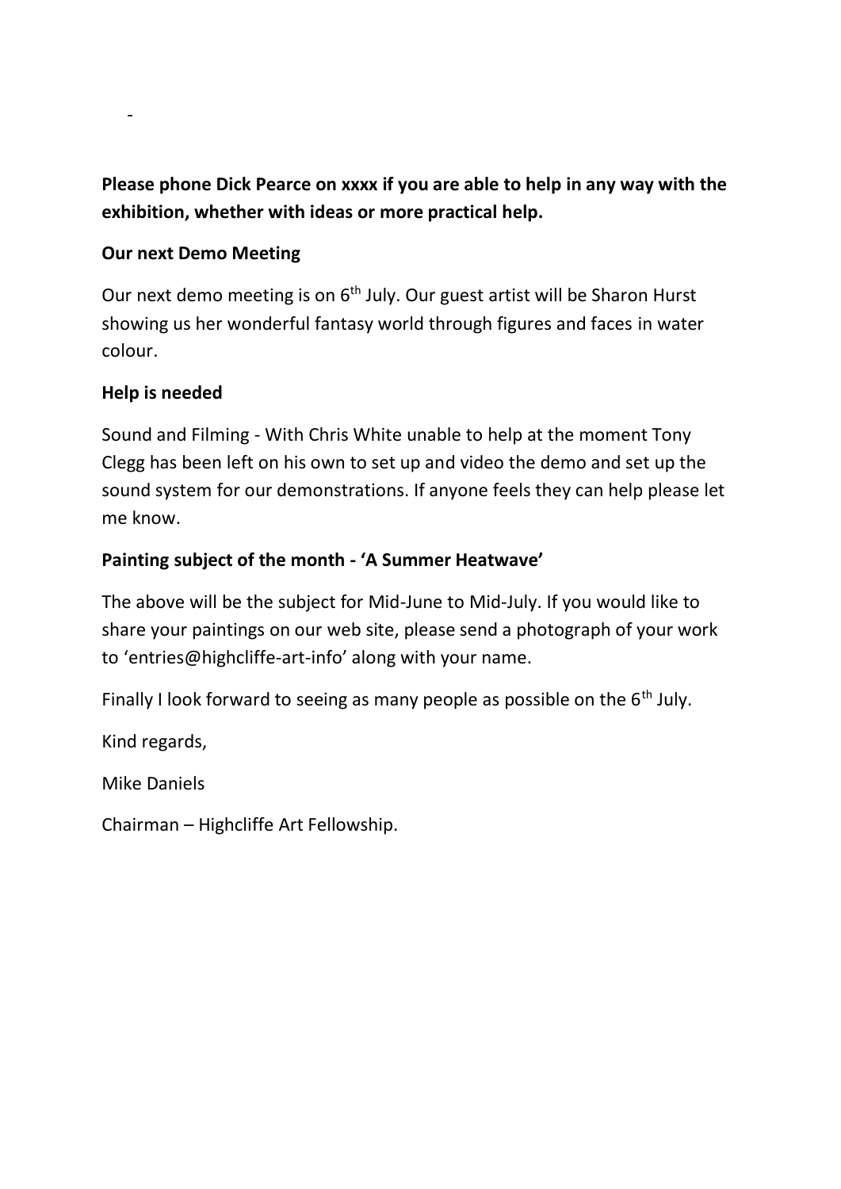-

**Please phone Dick Pearce on xxxx if you are able to help in any way with the exhibition, whether with ideas or more practical help.**

**Our next Demo Meeting**

Our next demo meeting is on 6th July. Our guest artist will be Sharon Hurst showing us her wonderful fantasy world through figures and faces in water colour.

**Help is needed**

Sound and Filming - With Chris White unable to help at the moment Tony Clegg has been left on his own to set up and video the demo and set up the sound system for our demonstrations. If anyone feels they can help please let me know.

**Painting subject of the month - 'A Summer Heatwave'**

The above will be the subject for Mid-June to Mid-July. If you would like to share your paintings on our web site, please send a photograph of your work to 'entries@highcliffe-art-info' along with your name.

Finally I look forward to seeing as many people as possible on the 6th July.

Kind regards,

Mike Daniels

Chairman – Highcliffe Art Fellowship.